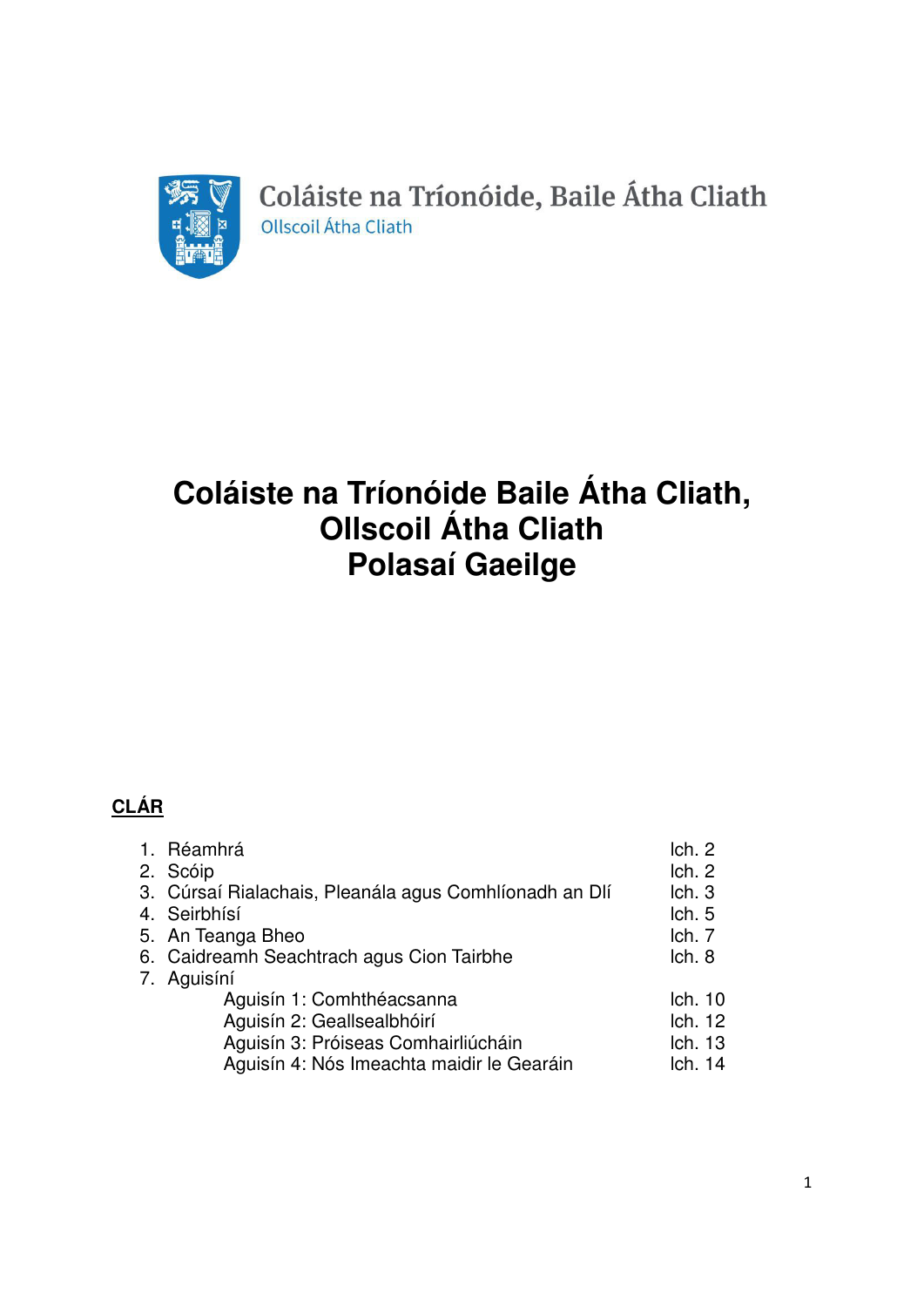Coláiste na Tríonóide, Baile Átha Cliath
Ollscoil Átha Cliath

# Coláiste na Tríonóide Baile Átha Cliath, Ollscoil Átha Cliath
# Polasaí Gaeilge

**CLÁR**

| | |
|---|---|
| 1. Réamhrá | lch. 2 |
| 2. Scóip | lch. 2 |
| 3. Cúrsaí Rialachais, Pleanála agus Comhlíonadh an Dlí | lch. 3 |
| 4. Seirbhísí | lch. 5 |
| 5. An Teanga Bheo | lch. 7 |
| 6. Caidreamh Seachtrach agus Cion Tairbhe | lch. 8 |
| 7. Aguisíní | |
| Aguisín 1: Comhthéacsanna | lch. 10 |
| Aguisín 2: Geallsealbhóirí | lch. 12 |
| Aguisín 3: Próiseas Comhairliúcháin | lch. 13 |
| Aguisín 4: Nós Imeachta maidir le Gearáin | lch. 14 |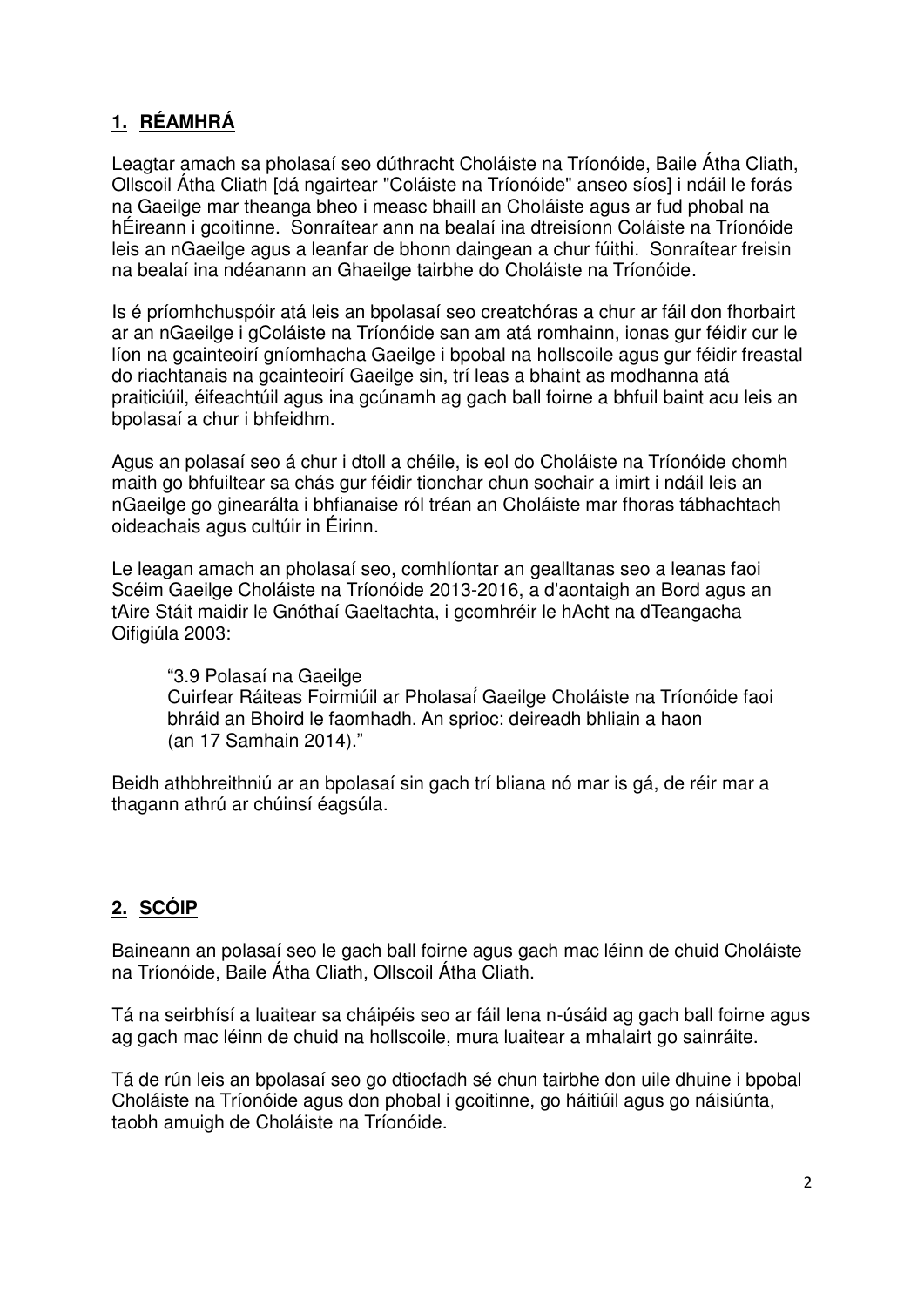## 1. RÉAMHRÁ

Leagtar amach sa pholasaí seo dúthracht Choláiste na Tríonóide, Baile Átha Cliath, Ollscoil Átha Cliath [dá ngairtear "Coláiste na Tríonóide" anseo síos] i ndáil le forás na Gaeilge mar theanga bheo i measc bhaill an Choláiste agus ar fud phobal na hÉireann i gcoitinne. Sonraítear ann na bealaí ina dtreisíonn Coláiste na Tríonóide leis an nGaeilge agus a leanfar de bhonn daingean a chur fúithi. Sonraítear freisin na bealaí ina ndéanann an Ghaeilge tairbhe do Choláiste na Tríonóide.

Is é príomhchuspóir atá leis an bpolasaí seo creatchóras a chur ar fáil don fhorbairt ar an nGaeilge i gColáiste na Tríonóide san am atá romhainn, ionas gur féidir cur le líon na gcainteoirí gníomhacha Gaeilge i bpobal na hollscoile agus gur féidir freastal do riachtanais na gcainteoirí Gaeilge sin, trí leas a bhaint as modhanna atá praiticiúil, éifeachtúil agus ina gcúnamh ag gach ball foirne a bhfuil baint acu leis an bpolasaí a chur i bhfeidhm.

Agus an polasaí seo á chur i dtoll a chéile, is eol do Choláiste na Tríonóide chomh maith go bhfuiltear sa chás gur féidir tionchar chun sochair a imirt i ndáil leis an nGaeilge go ginearálta i bhfianaise ról tréan an Choláiste mar fhoras tábhachtach oideachais agus cultúir in Éirinn.

Le leagan amach an pholasaí seo, comhlíontar an gealltanas seo a leanas faoi Scéim Gaeilge Choláiste na Tríonóide 2013-2016, a d'aontaigh an Bord agus an tAire Stáit maidir le Gnóthaí Gaeltachta, i gcomhréir le hAcht na dTeangacha Oifigiúla 2003:

> "3.9 Polasaí na Gaeilge
> Cuirfear Ráiteas Foirmiúil ar Pholasaí Gaeilge Choláiste na Tríonóide faoi bhráid an Bhoird le faomhadh. An sprioc: deireadh bhliain a haon (an 17 Samhain 2014)."

Beidh athbhreithniú ar an bpolasaí sin gach trí bliana nó mar is gá, de réir mar a thagann athrú ar chúinsí éagsúla.

## 2. SCÓIP

Baineann an polasaí seo le gach ball foirne agus gach mac léinn de chuid Choláiste na Tríonóide, Baile Átha Cliath, Ollscoil Átha Cliath.

Tá na seirbhísí a luaitear sa cháipéis seo ar fáil lena n-úsáid ag gach ball foirne agus ag gach mac léinn de chuid na hollscoile, mura luaitear a mhalairt go sainráite.

Tá de rún leis an bpolasaí seo go dtiocfadh sé chun tairbhe don uile dhuine i bpobal Choláiste na Tríonóide agus don phobal i gcoitinne, go háitiúil agus go náisiúnta, taobh amuigh de Choláiste na Tríonóide.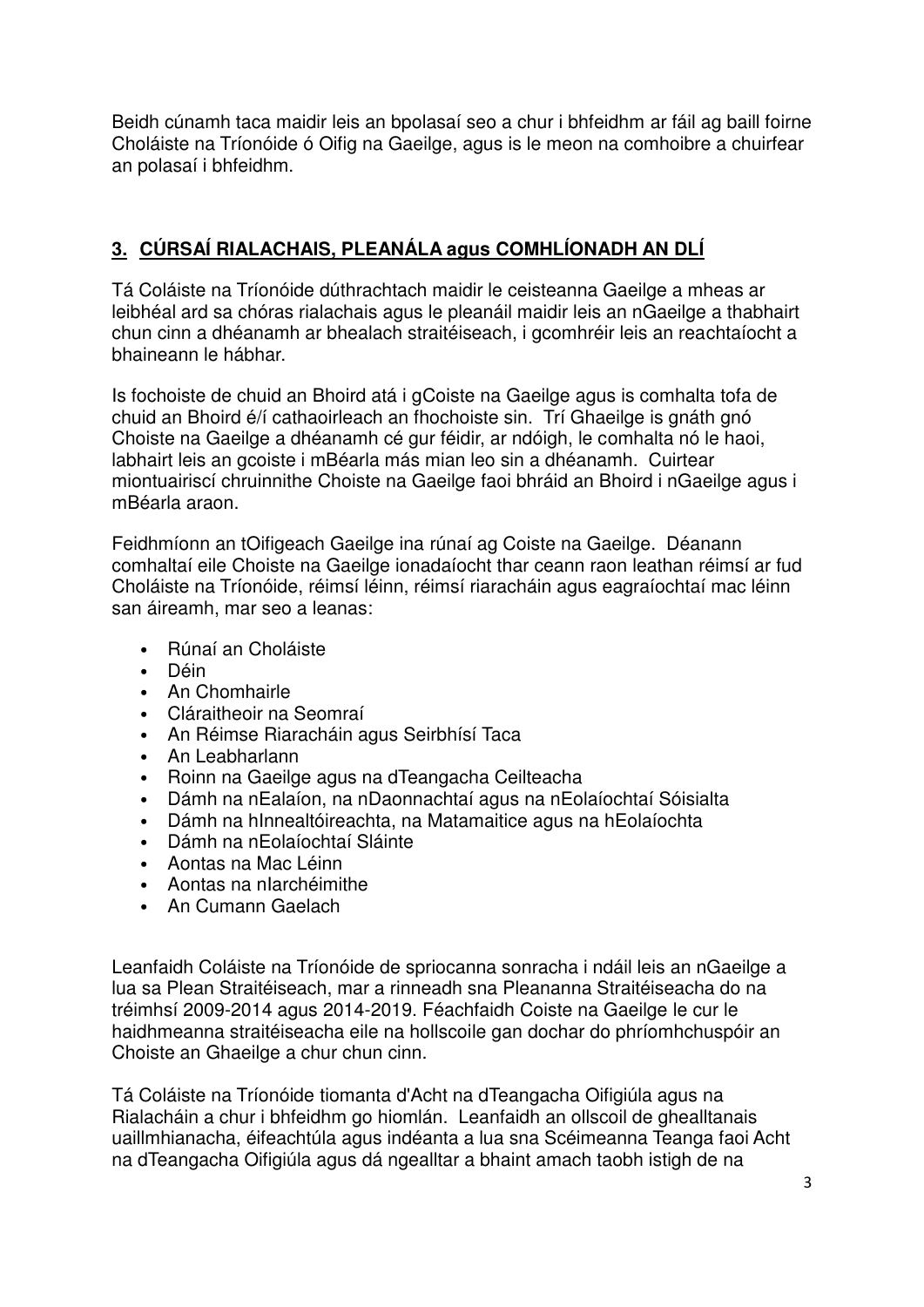Beidh cúnamh taca maidir leis an bpolasaí seo a chur i bhfeidhm ar fáil ag baill foirne Choláiste na Tríonóide ó Oifig na Gaeilge, agus is le meon na comhoibre a chuirfear an polasaí i bhfeidhm.

## 3. CÚRSAÍ RIALACHAIS, PLEANÁLA agus COMHLÍONADH AN DLÍ

Tá Coláiste na Tríonóide dúthrachtach maidir le ceisteanna Gaeilge a mheas ar leibhéal ard sa chóras rialachais agus le pleanáil maidir leis an nGaeilge a thabhairt chun cinn a dhéanamh ar bhealach straitéiseach, i gcomhréir leis an reachtaíocht a bhaineann le hábhar.

Is fochoiste de chuid an Bhoird atá i gCoiste na Gaeilge agus is comhalta tofa de chuid an Bhoird é/í cathaoirleach an fhochoiste sin. Trí Ghaeilge is gnáth gnó Choiste na Gaeilge a dhéanamh cé gur féidir, ar ndóigh, le comhalta nó le haoi, labhairt leis an gcoiste i mBéarla más mian leo sin a dhéanamh. Cuirtear miontuairiscí chruinnithe Choiste na Gaeilge faoi bhráid an Bhoird i nGaeilge agus i mBéarla araon.

Feidhmíonn an tOifigeach Gaeilge ina rúnaí ag Coiste na Gaeilge. Déanann comhaltaí eile Choiste na Gaeilge ionadaíocht thar ceann raon leathan réimsí ar fud Choláiste na Tríonóide, réimsí léinn, réimsí riaracháin agus eagraíochtaí mac léinn san áireamh, mar seo a leanas:

- Rúnaí an Choláiste
- Déin
- An Chomhairle
- Cláraitheoir na Seomraí
- An Réimse Riaracháin agus Seirbhísí Taca
- An Leabharlann
- Roinn na Gaeilge agus na dTeangacha Ceilteacha
- Dámh na nEalaíon, na nDaonnachtaí agus na nEolaíochtaí Sóisialta
- Dámh na hInnealtóireachta, na Matamaitice agus na hEolaíochta
- Dámh na nEolaíochtaí Sláinte
- Aontas na Mac Léinn
- Aontas na nIarchéimithe
- An Cumann Gaelach

Leanfaidh Coláiste na Tríonóide de spriocanna sonracha i ndáil leis an nGaeilge a lua sa Plean Straitéiseach, mar a rinneadh sna Pleananna Straitéiseacha do na tréimhsí 2009-2014 agus 2014-2019. Féachfaidh Coiste na Gaeilge le cur le haidhmeanna straitéiseacha eile na hollscoile gan dochar do phríomhchuspóir an Choiste an Ghaeilge a chur chun cinn.

Tá Coláiste na Tríonóide tiomanta d'Acht na dTeangacha Oifigiúla agus na Rialacháin a chur i bhfeidhm go hiomlán. Leanfaidh an ollscoil de ghealltanais uaillmhianacha, éifeachtúla agus indéanta a lua sna Scéimeanna Teanga faoi Acht na dTeangacha Oifigiúla agus dá ngealltar a bhaint amach taobh istigh de na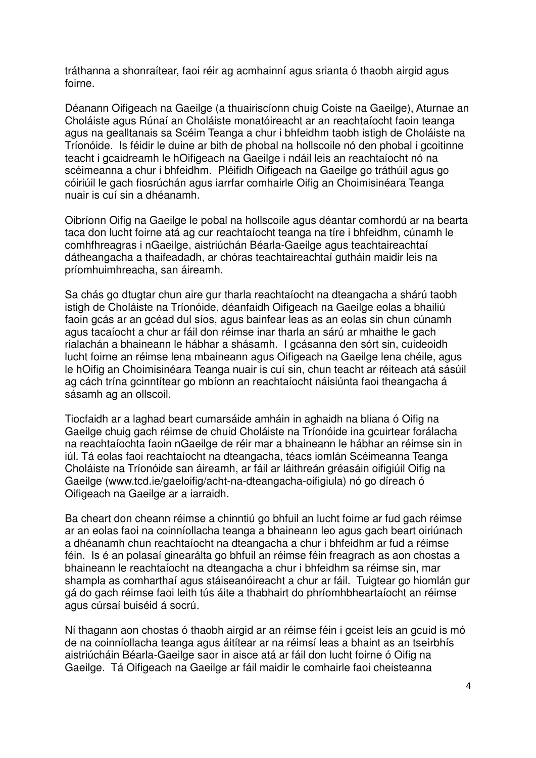tráthanna a shonraítear, faoi réir ag acmhainní agus srianta ó thaobh airgid agus foirne.

Déanann Oifigeach na Gaeilge (a thuairiscíonn chuig Coiste na Gaeilge), Aturnae an Choláiste agus Rúnaí an Choláiste monatóireacht ar an reachtaíocht faoin teanga agus na gealltanais sa Scéim Teanga a chur i bhfeidhm taobh istigh de Choláiste na Tríonóide. Is féidir le duine ar bith de phobal na hollscoile nó den phobal i gcoitinne teacht i gcaidreamh le hOifigeach na Gaeilge i ndáil leis an reachtaíocht nó na scéimeanna a chur i bhfeidhm. Pléifidh Oifigeach na Gaeilge go tráthúil agus go cóiriúil le gach fiosrúchán agus iarrfar comhairle Oifig an Choimisinéara Teanga nuair is cuí sin a dhéanamh.

Oibríonn Oifig na Gaeilge le pobal na hollscoile agus déantar comhordú ar na bearta taca don lucht foirne atá ag cur reachtaíocht teanga na tíre i bhfeidhm, cúnamh le comhfhreagras i nGaeilge, aistriúchán Béarla-Gaeilge agus teachtaireachtaí dátheangacha a thaifeadadh, ar chóras teachtaireachtaí gutháin maidir leis na príomhuimhreacha, san áireamh.

Sa chás go dtugtar chun aire gur tharla reachtaíocht na dteangacha a shárú taobh istigh de Choláiste na Tríonóide, déanfaidh Oifigeach na Gaeilge eolas a bhailiú faoin gcás ar an gcéad dul síos, agus bainfear leas as an eolas sin chun cúnamh agus tacaíocht a chur ar fáil don réimse inar tharla an sárú ar mhaithe le gach rialachán a bhaineann le hábhar a shásamh. I gcásanna den sórt sin, cuideoidh lucht foirne an réimse lena mbaineann agus Oifigeach na Gaeilge lena chéile, agus le hOifig an Choimisinéara Teanga nuair is cuí sin, chun teacht ar réiteach atá sásúil ag cách trína gcinntítear go mbíonn an reachtaíocht náisiúnta faoi theangacha á sásamh ag an ollscoil.

Tiocfaidh ar a laghad beart cumarsáide amháin in aghaidh na bliana ó Oifig na Gaeilge chuig gach réimse de chuid Choláiste na Tríonóide ina gcuirtear forálacha na reachtaíochta faoin nGaeilge de réir mar a bhaineann le hábhar an réimse sin in iúl. Tá eolas faoi reachtaíocht na dteangacha, téacs iomlán Scéimeanna Teanga Choláiste na Tríonóide san áireamh, ar fáil ar láithreán gréasáin oifigiúil Oifig na Gaeilge (www.tcd.ie/gaeloifig/acht-na-dteangacha-oifigiula) nó go díreach ó Oifigeach na Gaeilge ar a iarraidh.

Ba cheart don cheann réimse a chinntiú go bhfuil an lucht foirne ar fud gach réimse ar an eolas faoi na coinníollacha teanga a bhaineann leo agus gach beart oiriúnach a dhéanamh chun reachtaíocht na dteangacha a chur i bhfeidhm ar fud a réimse féin. Is é an polasaí ginearálta go bhfuil an réimse féin freagrach as aon chostas a bhaineann le reachtaíocht na dteangacha a chur i bhfeidhm sa réimse sin, mar shampla as comharthaí agus stáiseanóireacht a chur ar fáil. Tuigtear go hiomlán gur gá do gach réimse faoi leith tús áite a thabhairt do phríomhbheartaíocht an réimse agus cúrsaí buiséid á socrú.

Ní thagann aon chostas ó thaobh airgid ar an réimse féin i gceist leis an gcuid is mó de na coinníollacha teanga agus áitítear ar na réimsí leas a bhaint as an tseirbhís aistriúcháin Béarla-Gaeilge saor in aisce atá ar fáil don lucht foirne ó Oifig na Gaeilge. Tá Oifigeach na Gaeilge ar fáil maidir le comhairle faoi cheisteanna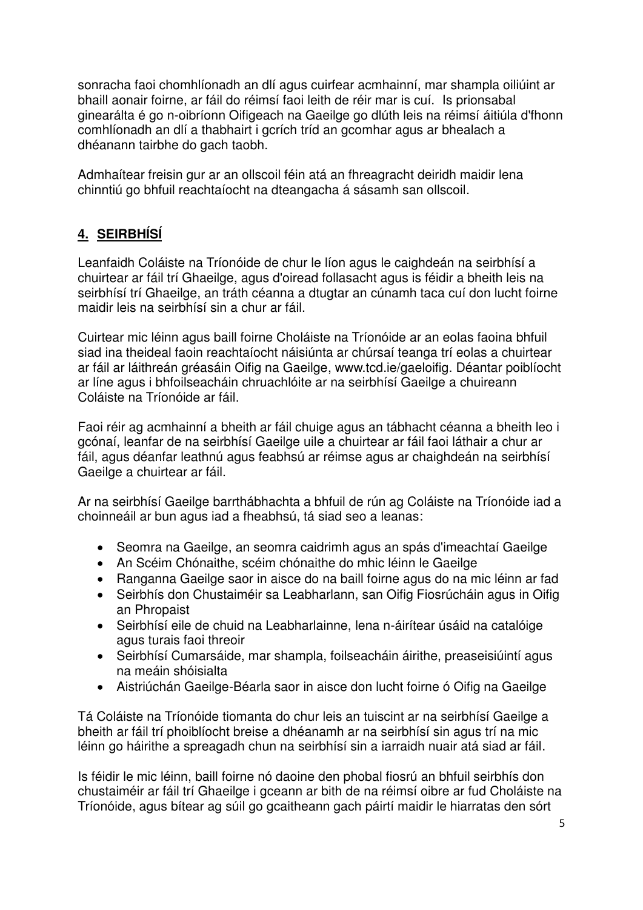sonracha faoi chomhlíonadh an dlí agus cuirfear acmhainní, mar shampla oiliúint ar bhaill aonair foirne, ar fáil do réimsí faoi leith de réir mar is cuí. Is prionsabal ginearálta é go n-oibríonn Oifigeach na Gaeilge go dlúth leis na réimsí áitiúla d'fhonn comhlíonadh an dlí a thabhairt i gcrích tríd an gcomhar agus ar bhealach a dhéanann tairbhe do gach taobh.

Admhaítear freisin gur ar an ollscoil féin atá an fhreagracht deiridh maidir lena chinntiú go bhfuil reachtaíocht na dteangacha á sásamh san ollscoil.

## 4. SEIRBHÍSÍ

Leanfaidh Coláiste na Tríonóide de chur le líon agus le caighdeán na seirbhísí a chuirtear ar fáil trí Ghaeilge, agus d'oiread follasacht agus is féidir a bheith leis na seirbhísí trí Ghaeilge, an tráth céanna a dtugtar an cúnamh taca cuí don lucht foirne maidir leis na seirbhísí sin a chur ar fáil.

Cuirtear mic léinn agus baill foirne Choláiste na Tríonóide ar an eolas faoina bhfuil siad ina theideal faoin reachtaíocht náisiúnta ar chúrsaí teanga trí eolas a chuirtear ar fáil ar láithreán gréasáin Oifig na Gaeilge, www.tcd.ie/gaeloifig. Déantar poiblíocht ar líne agus i bhfoilseacháin chruachlóite ar na seirbhísí Gaeilge a chuireann Coláiste na Tríonóide ar fáil.

Faoi réir ag acmhainní a bheith ar fáil chuige agus an tábhacht céanna a bheith leo i gcónaí, leanfar de na seirbhísí Gaeilge uile a chuirtear ar fáil faoi láthair a chur ar fáil, agus déanfar leathnú agus feabhsú ar réimse agus ar chaighdeán na seirbhísí Gaeilge a chuirtear ar fáil.

Ar na seirbhísí Gaeilge barrthábhachta a bhfuil de rún ag Coláiste na Tríonóide iad a choinneáil ar bun agus iad a fheabhsú, tá siad seo a leanas:

- Seomra na Gaeilge, an seomra caidrimh agus an spás d'imeachtaí Gaeilge
- An Scéim Chónaithe, scéim chónaithe do mhic léinn le Gaeilge
- Ranganna Gaeilge saor in aisce do na baill foirne agus do na mic léinn ar fad
- Seirbhís don Chustaiméir sa Leabharlann, san Oifig Fiosrúcháin agus in Oifig an Phropaist
- Seirbhísí eile de chuid na Leabharlainne, lena n-áirítear úsáid na catalóige agus turais faoi threoir
- Seirbhísí Cumarsáide, mar shampla, foilseacháin áirithe, preaseisiúintí agus na meáin shóisialta
- Aistriúchán Gaeilge-Béarla saor in aisce don lucht foirne ó Oifig na Gaeilge

Tá Coláiste na Tríonóide tiomanta do chur leis an tuiscint ar na seirbhísí Gaeilge a bheith ar fáil trí phoiblíocht breise a dhéanamh ar na seirbhísí sin agus trí na mic léinn go háirithe a spreagadh chun na seirbhísí sin a iarraidh nuair atá siad ar fáil.

Is féidir le mic léinn, baill foirne nó daoine den phobal fiosrú an bhfuil seirbhís don chustaiméir ar fáil trí Ghaeilge i gceann ar bith de na réimsí oibre ar fud Choláiste na Tríonóide, agus bítear ag súil go gcaitheann gach páirtí maidir le hiarratas den sórt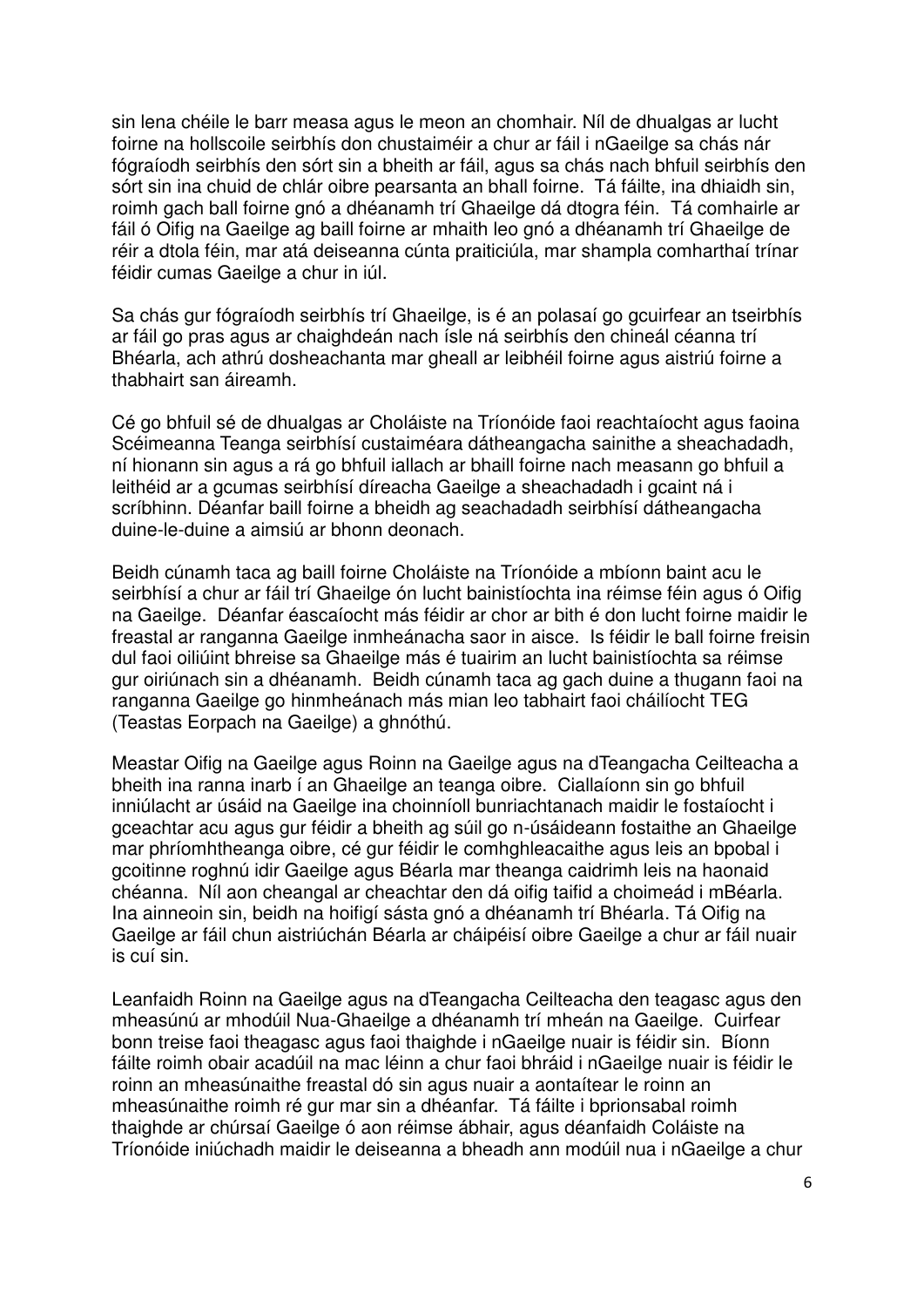sin lena chéile le barr measa agus le meon an chomhair. Níl de dhualgas ar lucht foirne na hollscoile seirbhís don chustaiméir a chur ar fáil i nGaeilge sa chás nár fógraíodh seirbhís den sórt sin a bheith ar fáil, agus sa chás nach bhfuil seirbhís den sórt sin ina chuid de chlár oibre pearsanta an bhall foirne. Tá fáilte, ina dhiaidh sin, roimh gach ball foirne gnó a dhéanamh trí Ghaeilge dá dtogra féin. Tá comhairle ar fáil ó Oifig na Gaeilge ag baill foirne ar mhaith leo gnó a dhéanamh trí Ghaeilge de réir a dtola féin, mar atá deiseanna cúnta praiticiúla, mar shampla comharthaí trínar féidir cumas Gaeilge a chur in iúl.

Sa chás gur fógraíodh seirbhís trí Ghaeilge, is é an polasaí go gcuirfear an tseirbhís ar fáil go pras agus ar chaighdeán nach ísle ná seirbhís den chineál céanna trí Bhéarla, ach athrú dosheachanta mar gheall ar leibhéil foirne agus aistriú foirne a thabhairt san áireamh.

Cé go bhfuil sé de dhualgas ar Choláiste na Tríonóide faoi reachtaíocht agus faoina Scéimeanna Teanga seirbhísí custaiméara dátheangacha sainithe a sheachadadh, ní hionann sin agus a rá go bhfuil iallach ar bhaill foirne nach measann go bhfuil a leithéid ar a gcumas seirbhísí díreacha Gaeilge a sheachadadh i gcaint ná i scríbhinn. Déanfar baill foirne a bheidh ag seachadadh seirbhísí dátheangacha duine-le-duine a aimsiú ar bhonn deonach.

Beidh cúnamh taca ag baill foirne Choláiste na Tríonóide a mbíonn baint acu le seirbhísí a chur ar fáil trí Ghaeilge ón lucht bainistíochta ina réimse féin agus ó Oifig na Gaeilge. Déanfar éascaíocht más féidir ar chor ar bith é don lucht foirne maidir le freastal ar ranganna Gaeilge inmheánacha saor in aisce. Is féidir le ball foirne freisin dul faoi oiliúint bhreise sa Ghaeilge más é tuairim an lucht bainistíochta sa réimse gur oiriúnach sin a dhéanamh. Beidh cúnamh taca ag gach duine a thugann faoi na ranganna Gaeilge go hinmheánach más mian leo tabhairt faoi cháilíocht TEG (Teastas Eorpach na Gaeilge) a ghnóthú.

Meastar Oifig na Gaeilge agus Roinn na Gaeilge agus na dTeangacha Ceilteacha a bheith ina ranna inarb í an Ghaeilge an teanga oibre. Ciallaíonn sin go bhfuil inniúlacht ar úsáid na Gaeilge ina choinníoll bunriachtanach maidir le fostaíocht i gceachtar acu agus gur féidir a bheith ag súil go n-úsáideann fostaithe an Ghaeilge mar phríomhtheanga oibre, cé gur féidir le comhghleacaithe agus leis an bpobal i gcoitinne roghnú idir Gaeilge agus Béarla mar theanga caidrimh leis na haonaid chéanna. Níl aon cheangal ar cheachtar den dá oifig taifid a choimeád i mBéarla. Ina ainneoin sin, beidh na hoifigí sásta gnó a dhéanamh trí Bhéarla. Tá Oifig na Gaeilge ar fáil chun aistriúchán Béarla ar cháipéisí oibre Gaeilge a chur ar fáil nuair is cuí sin.

Leanfaidh Roinn na Gaeilge agus na dTeangacha Ceilteacha den teagasc agus den mheasúnú ar mhodúil Nua-Ghaeilge a dhéanamh trí mheán na Gaeilge. Cuirfear bonn treise faoi theagasc agus faoi thaighde i nGaeilge nuair is féidir sin. Bíonn fáilte roimh obair acadúil na mac léinn a chur faoi bhráid i nGaeilge nuair is féidir le roinn an mheasúnaithe freastal dó sin agus nuair a aontaítear le roinn an mheasúnaithe roimh ré gur mar sin a dhéanfar. Tá fáilte i bprionsabal roimh thaighde ar chúrsaí Gaeilge ó aon réimse ábhair, agus déanfaidh Coláiste na Tríonóide iniúchadh maidir le deiseanna a bheadh ann modúil nua i nGaeilge a chur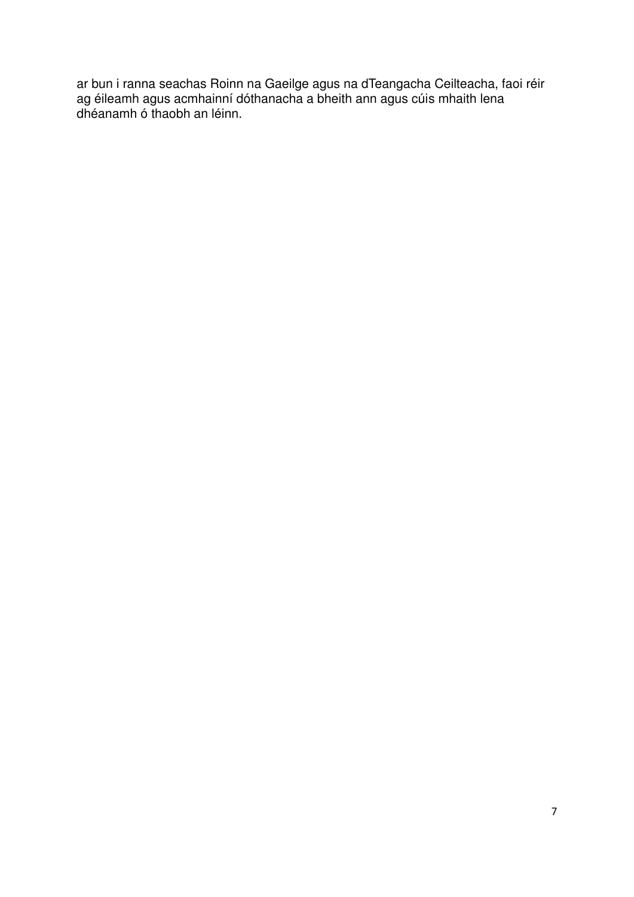ar bun i ranna seachas Roinn na Gaeilge agus na dTeangacha Ceilteacha, faoi réir ag éileamh agus acmhainní dóthanacha a bheith ann agus cúis mhaith lena dhéanamh ó thaobh an léinn.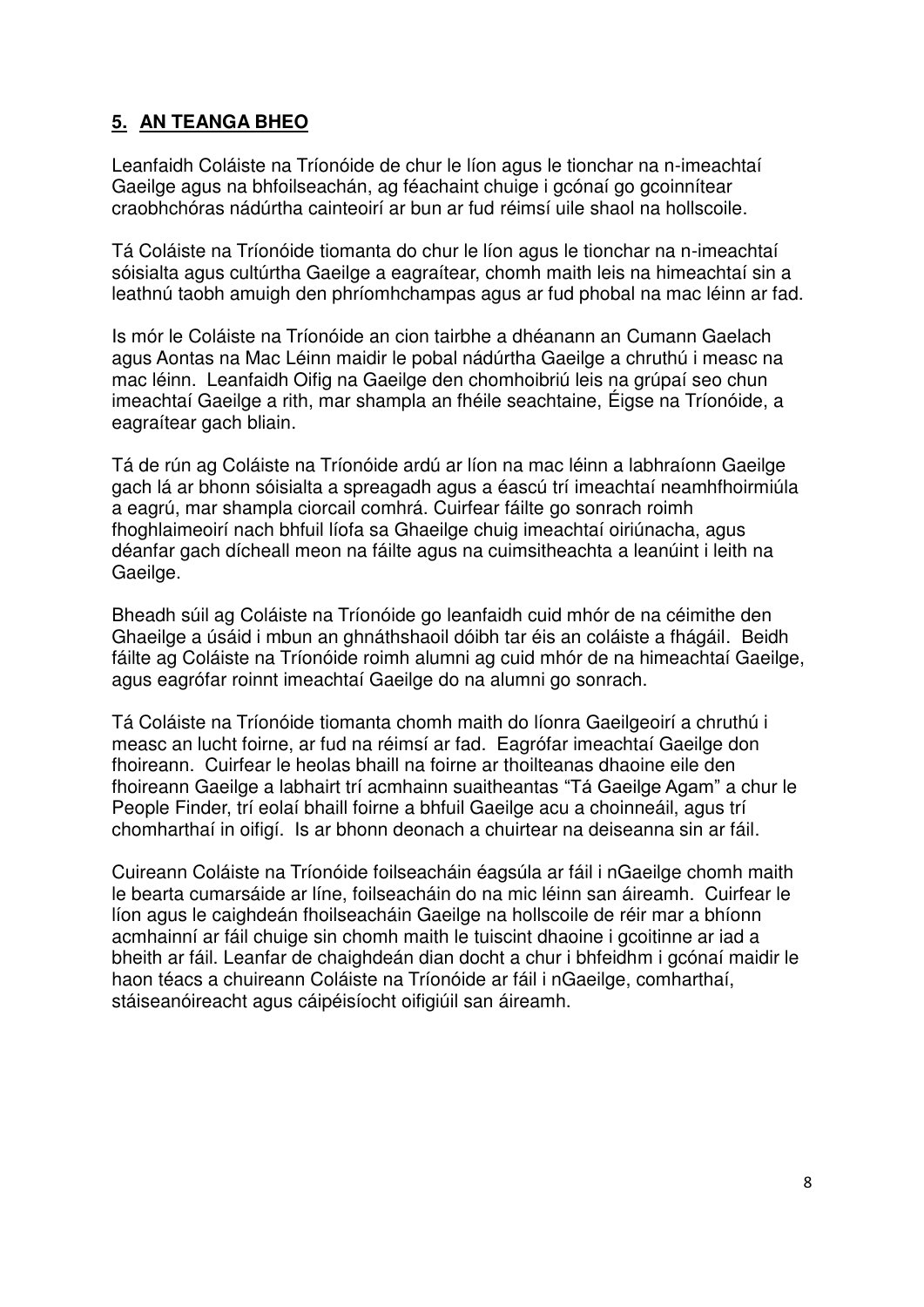## 5. AN TEANGA BHEO

Leanfaidh Coláiste na Tríonóide de chur le líon agus le tionchar na n-imeachtaí Gaeilge agus na bhfoilseachán, ag féachaint chuige i gcónaí go gcoinnítear craobhchóras nádúrtha cainteoirí ar bun ar fud réimsí uile shaol na hollscoile.

Tá Coláiste na Tríonóide tiomanta do chur le líon agus le tionchar na n-imeachtaí sóisialta agus cultúrtha Gaeilge a eagraítear, chomh maith leis na himeachtaí sin a leathnú taobh amuigh den phríomhchampas agus ar fud phobal na mac léinn ar fad.

Is mór le Coláiste na Tríonóide an cion tairbhe a dhéanann an Cumann Gaelach agus Aontas na Mac Léinn maidir le pobal nádúrtha Gaeilge a chruthú i measc na mac léinn. Leanfaidh Oifig na Gaeilge den chomhoibriú leis na grúpaí seo chun imeachtaí Gaeilge a rith, mar shampla an fhéile seachtaine, Éigse na Tríonóide, a eagraítear gach bliain.

Tá de rún ag Coláiste na Tríonóide ardú ar líon na mac léinn a labhraíonn Gaeilge gach lá ar bhonn sóisialta a spreagadh agus a éascú trí imeachtaí neamhfhoirmiúla a eagrú, mar shampla ciorcail comhrá. Cuirfear fáilte go sonrach roimh fhoghlaimeoirí nach bhfuil líofa sa Ghaeilge chuig imeachtaí oiriúnacha, agus déanfar gach dícheall meon na fáilte agus na cuimsitheachta a leanúint i leith na Gaeilge.

Bheadh súil ag Coláiste na Tríonóide go leanfaidh cuid mhór de na céimithe den Ghaeilge a úsáid i mbun an ghnáthshaoil dóibh tar éis an coláiste a fhágáil. Beidh fáilte ag Coláiste na Tríonóide roimh alumni ag cuid mhór de na himeachtaí Gaeilge, agus eagrófar roinnt imeachtaí Gaeilge do na alumni go sonrach.

Tá Coláiste na Tríonóide tiomanta chomh maith do líonra Gaeilgeoirí a chruthú i measc an lucht foirne, ar fud na réimsí ar fad. Eagrófar imeachtaí Gaeilge don fhoireann. Cuirfear le heolas bhaill na foirne ar thoilteanas dhaoine eile den fhoireann Gaeilge a labhairt trí acmhainn suaitheantas "Tá Gaeilge Agam" a chur le People Finder, trí eolaí bhaill foirne a bhfuil Gaeilge acu a choinneáil, agus trí chomharthaí in oifigí. Is ar bhonn deonach a chuirtear na deiseanna sin ar fáil.

Cuireann Coláiste na Tríonóide foilseacháin éagsúla ar fáil i nGaeilge chomh maith le bearta cumarsáide ar líne, foilseacháin do na mic léinn san áireamh. Cuirfear le líon agus le caighdeán fhoilseacháin Gaeilge na hollscoile de réir mar a bhíonn acmhainní ar fáil chuige sin chomh maith le tuiscint dhaoine i gcoitinne ar iad a bheith ar fáil. Leanfar de chaighdeán dian docht a chur i bhfeidhm i gcónaí maidir le haon téacs a chuireann Coláiste na Tríonóide ar fáil i nGaeilge, comharthaí, stáiseanóireacht agus cáipéisíocht oifigiúil san áireamh.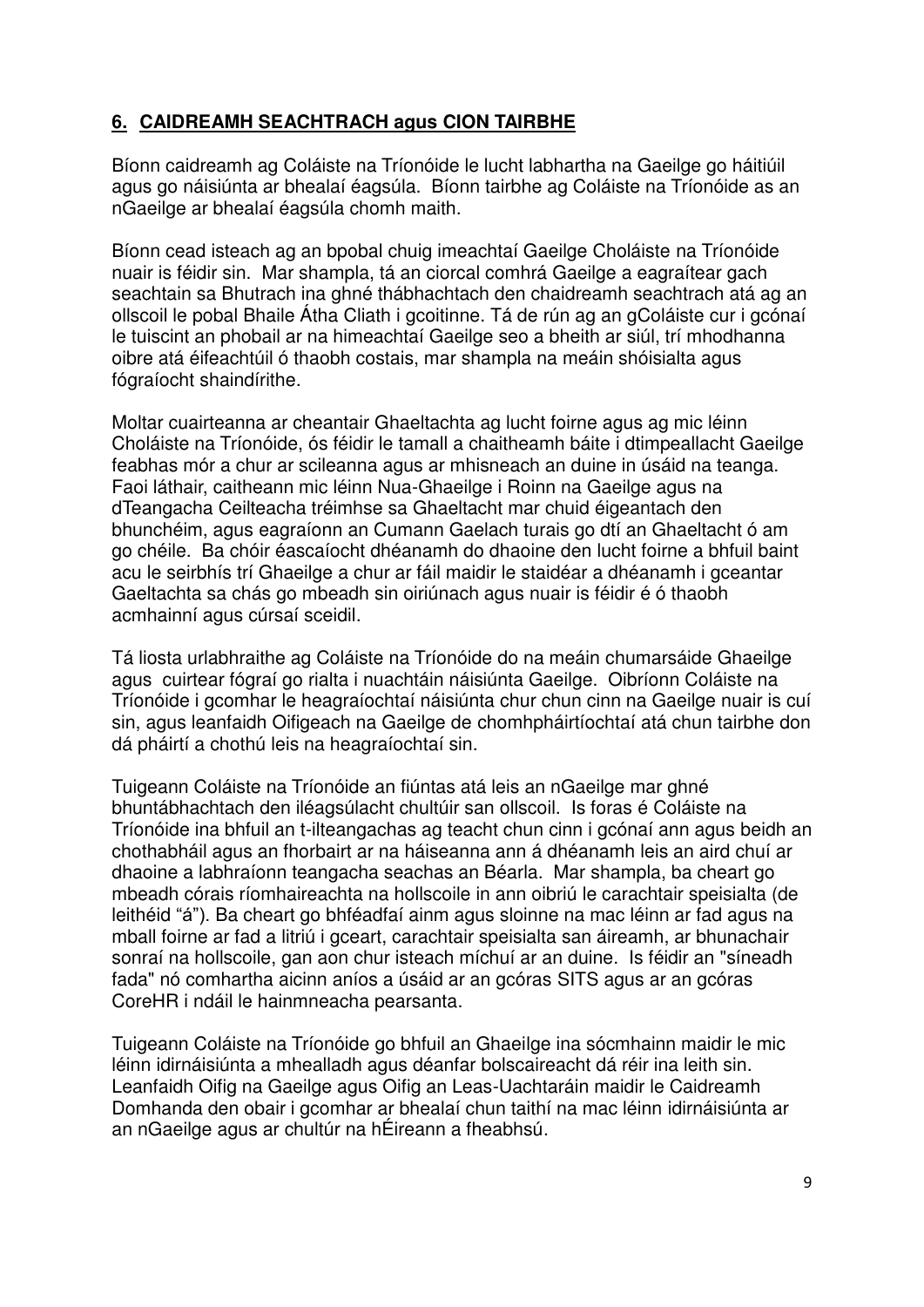## <u>6. CAIDREAMH SEACHTRACH agus CION TAIRBHE</u>

Bíonn caidreamh ag Coláiste na Tríonóide le lucht labhartha na Gaeilge go háitiúil agus go náisiúnta ar bhealaí éagsúla. Bíonn tairbhe ag Coláiste na Tríonóide as an nGaeilge ar bhealaí éagsúla chomh maith.

Bíonn cead isteach ag an bpobal chuig imeachtaí Gaeilge Choláiste na Tríonóide nuair is féidir sin. Mar shampla, tá an ciorcal comhrá Gaeilge a eagraítear gach seachtain sa Bhutrach ina ghné thábhachtach den chaidreamh seachtrach atá ag an ollscoil le pobal Bhaile Átha Cliath i gcoitinne. Tá de rún ag an gColáiste cur i gcónaí le tuiscint an phobail ar na himeachtaí Gaeilge seo a bheith ar siúl, trí mhodhanna oibre atá éifeachtúil ó thaobh costais, mar shampla na meáin shóisialta agus fógraíocht shaindírithe.

Moltar cuairteanna ar cheantair Ghaeltachta ag lucht foirne agus ag mic léinn Choláiste na Tríonóide, ós féidir le tamall a chaitheamh báite i dtimpeallacht Gaeilge feabhas mór a chur ar scileanna agus ar mhisneach an duine in úsáid na teanga. Faoi láthair, caitheann mic léinn Nua-Ghaeilge i Roinn na Gaeilge agus na dTeangacha Ceilteacha tréimhse sa Ghaeltacht mar chuid éigeantach den bhunchéim, agus eagraíonn an Cumann Gaelach turais go dtí an Ghaeltacht ó am go chéile. Ba chóir éascaíocht dhéanamh do dhaoine den lucht foirne a bhfuil baint acu le seirbhís trí Ghaeilge a chur ar fáil maidir le staidéar a dhéanamh i gceantar Gaeltachta sa chás go mbeadh sin oiriúnach agus nuair is féidir é ó thaobh acmhainní agus cúrsaí sceidil.

Tá liosta urlabhraithe ag Coláiste na Tríonóide do na meáin chumarsáide Ghaeilge agus cuirtear fógraí go rialta i nuachtáin náisiúnta Gaeilge. Oibríonn Coláiste na Tríonóide i gcomhar le heagraíochtaí náisiúnta chur chun cinn na Gaeilge nuair is cuí sin, agus leanfaidh Oifigeach na Gaeilge de chomhpháirtíochtaí atá chun tairbhe don dá pháirtí a chothú leis na heagraíochtaí sin.

Tuigeann Coláiste na Tríonóide an fiúntas atá leis an nGaeilge mar ghné bhuntábhachtach den iléagsúlacht chultúir san ollscoil. Is foras é Coláiste na Tríonóide ina bhfuil an t-ilteangachas ag teacht chun cinn i gcónaí ann agus beidh an chothabháil agus an fhorbairt ar na háiseanna ann á dhéanamh leis an aird chuí ar dhaoine a labhraíonn teangacha seachas an Béarla. Mar shampla, ba cheart go mbeadh córais ríomhaireachta na hollscoile in ann oibriú le carachtair speisialta (de leithéid "á"). Ba cheart go bhféadfaí ainm agus sloinne na mac léinn ar fad agus na mball foirne ar fad a litriú i gceart, carachtair speisialta san áireamh, ar bhunachair sonraí na hollscoile, gan aon chur isteach míchuí ar an duine. Is féidir an "síneadh fada" nó comhartha aicinn aníos a úsáid ar an gcóras SITS agus ar an gcóras CoreHR i ndáil le hainmneacha pearsanta.

Tuigeann Coláiste na Tríonóide go bhfuil an Ghaeilge ina sócmhainn maidir le mic léinn idirnáisiúnta a mhealladh agus déanfar bolscaireacht dá réir ina leith sin. Leanfaidh Oifig na Gaeilge agus Oifig an Leas-Uachtaráin maidir le Caidreamh Domhanda den obair i gcomhar ar bhealaí chun taithí na mac léinn idirnáisiúnta ar an nGaeilge agus ar chultúr na hÉireann a fheabhsú.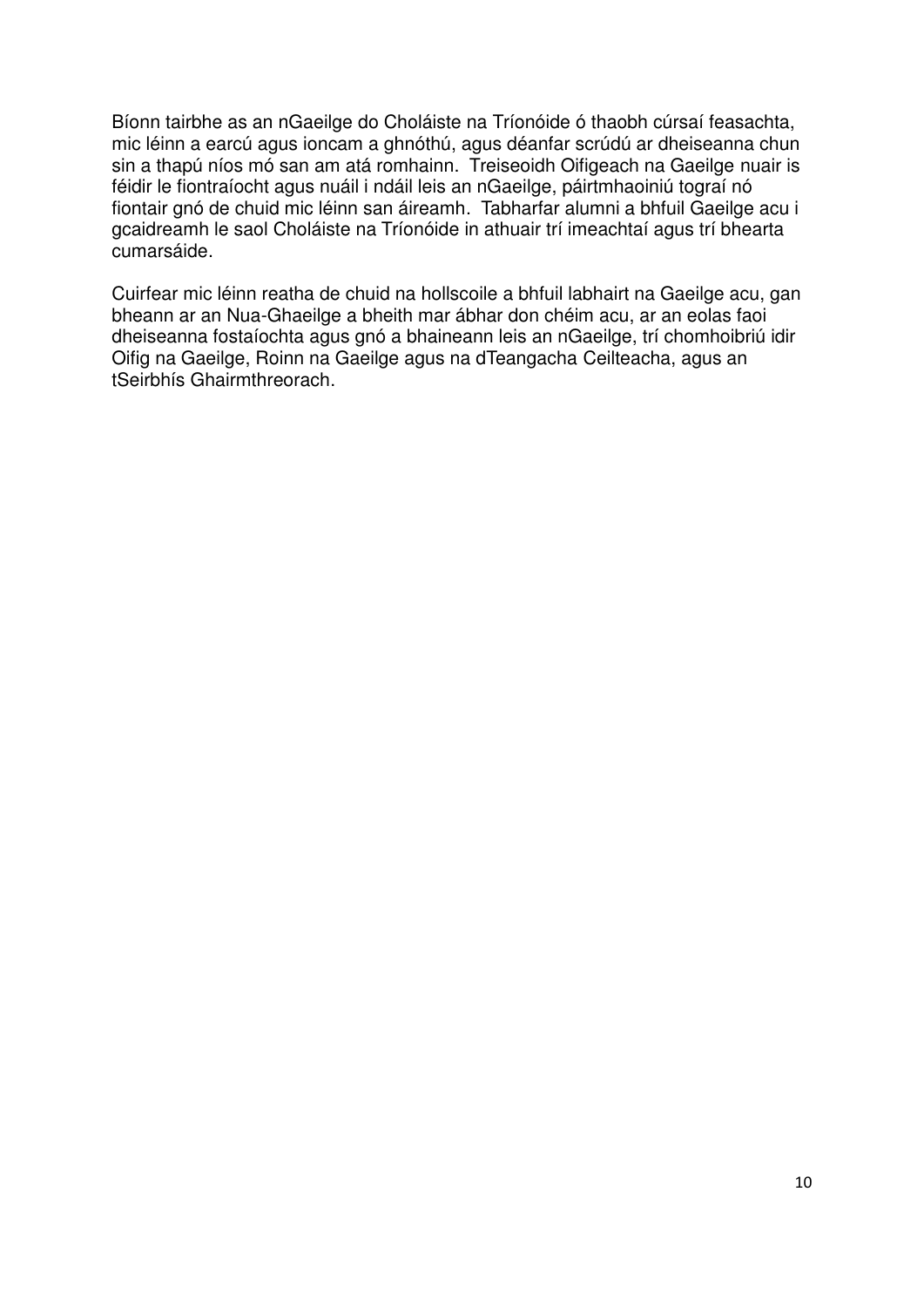Bíonn tairbhe as an nGaeilge do Choláiste na Tríonóide ó thaobh cúrsaí feasachta, mic léinn a earcú agus ioncam a ghnóthú, agus déanfar scrúdú ar dheiseanna chun sin a thapú níos mó san am atá romhainn. Treiseoidh Oifigeach na Gaeilge nuair is féidir le fiontraíocht agus nuáil i ndáil leis an nGaeilge, páirtmhaoiniú tograí nó fiontair gnó de chuid mic léinn san áireamh. Tabharfar alumni a bhfuil Gaeilge acu i gcaidreamh le saol Choláiste na Tríonóide in athuair trí imeachtaí agus trí bhearta cumarsáide.

Cuirfear mic léinn reatha de chuid na hollscoile a bhfuil labhairt na Gaeilge acu, gan bheann ar an Nua-Ghaeilge a bheith mar ábhar don chéim acu, ar an eolas faoi dheiseanna fostaíochta agus gnó a bhaineann leis an nGaeilge, trí chomhoibriú idir Oifig na Gaeilge, Roinn na Gaeilge agus na dTeangacha Ceilteacha, agus an tSeirbhís Ghairmthreorach.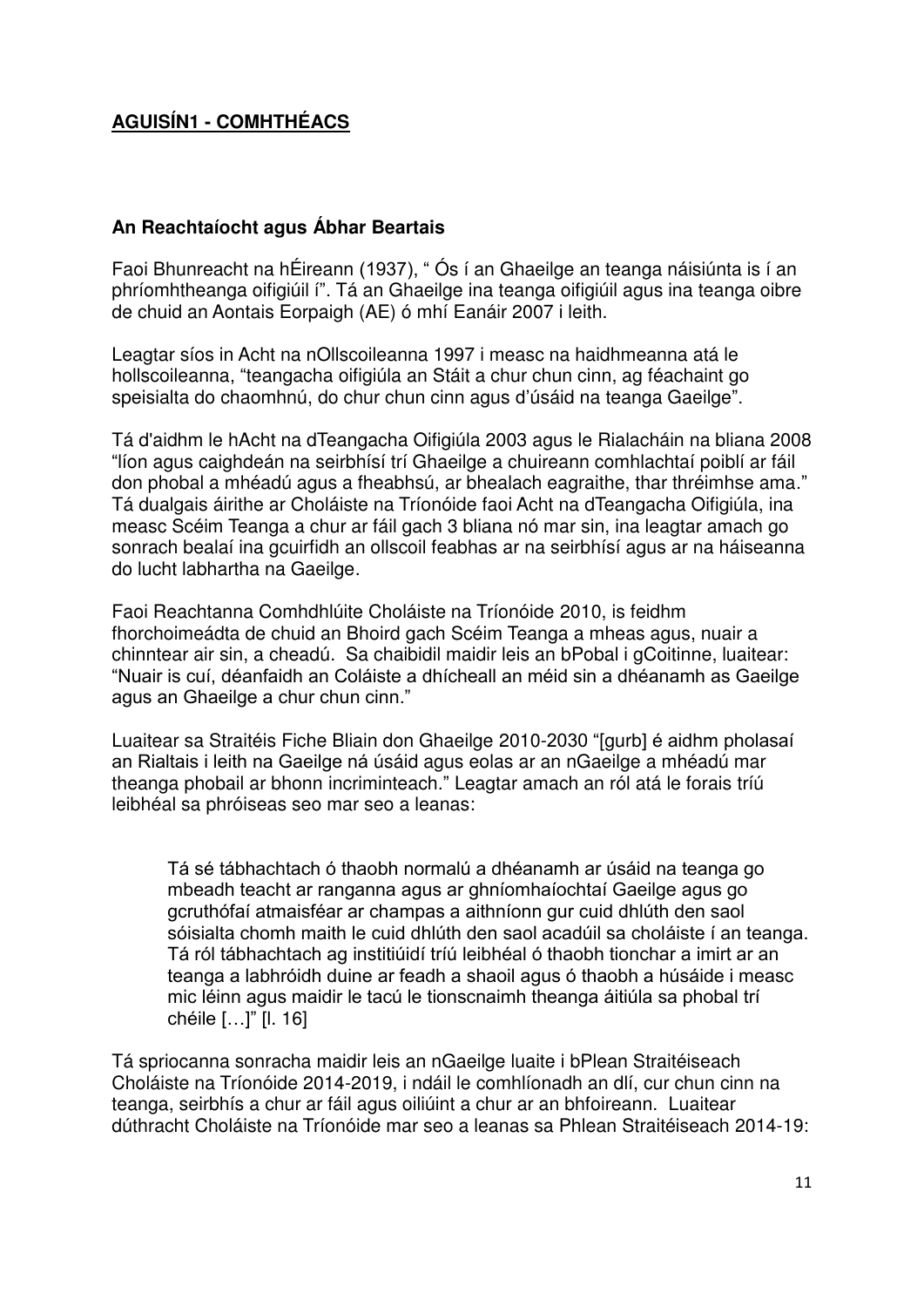## **AGUISÍN1 - COMHTHÉACS**

### An Reachtaíocht agus Ábhar Beartais

Faoi Bhunreacht na hÉireann (1937), " Ós í an Ghaeilge an teanga náisiúnta is í an phríomhtheanga oifigiúil í". Tá an Ghaeilge ina teanga oifigiúil agus ina teanga oibre de chuid an Aontais Eorpaigh (AE) ó mhí Eanáir 2007 i leith.

Leagtar síos in Acht na nOllscoileanna 1997 i measc na haidhmeanna atá le hollscoileanna, "teangacha oifigiúla an Stáit a chur chun cinn, ag féachaint go speisialta do chaomhnú, do chur chun cinn agus d'úsáid na teanga Gaeilge".

Tá d'aidhm le hAcht na dTeangacha Oifigiúla 2003 agus le Rialacháin na bliana 2008 "líon agus caighdeán na seirbhísí trí Ghaeilge a chuireann comhlachtaí poiblí ar fáil don phobal a mhéadú agus a fheabhsú, ar bhealach eagraithe, thar thréimhse ama." Tá dualgais áirithe ar Choláiste na Tríonóide faoi Acht na dTeangacha Oifigiúla, ina measc Scéim Teanga a chur ar fáil gach 3 bliana nó mar sin, ina leagtar amach go sonrach bealaí ina gcuirfidh an ollscoil feabhas ar na seirbhísí agus ar na háiseanna do lucht labhartha na Gaeilge.

Faoi Reachtanna Comhdhlúite Choláiste na Tríonóide 2010, is feidhm fhorchoimeádta de chuid an Bhoird gach Scéim Teanga a mheas agus, nuair a chinntear air sin, a cheadú. Sa chaibidil maidir leis an bPobal i gCoitinne, luaitear: "Nuair is cuí, déanfaidh an Coláiste a dhícheall an méid sin a dhéanamh as Gaeilge agus an Ghaeilge a chur chun cinn."

Luaitear sa Straitéis Fiche Bliain don Ghaeilge 2010-2030 "[gurb] é aidhm pholasaí an Rialtais i leith na Gaeilge ná úsáid agus eolas ar an nGaeilge a mhéadú mar theanga phobail ar bhonn incriminteach." Leagtar amach an ról atá le forais tríú leibhéal sa phróiseas seo mar seo a leanas:

> Tá sé tábhachtach ó thaobh normalú a dhéanamh ar úsáid na teanga go mbeadh teacht ar ranganna agus ar ghníomhaíochtaí Gaeilge agus go gcruthófaí atmaisféar ar champas a aithníonn gur cuid dhlúth den saol sóisialta chomh maith le cuid dhlúth den saol acadúil sa choláiste í an teanga. Tá ról tábhachtach ag institiúidí tríú leibhéal ó thaobh tionchar a imirt ar an teanga a labhróidh duine ar feadh a shaoil agus ó thaobh a húsáide i measc mic léinn agus maidir le tacú le tionscnaimh theanga áitiúla sa phobal trí chéile […]" [l. 16]

Tá spriocanna sonracha maidir leis an nGaeilge luaite i bPlean Straitéiseach Choláiste na Tríonóide 2014-2019, i ndáil le comhlíonadh an dlí, cur chun cinn na teanga, seirbhís a chur ar fáil agus oiliúint a chur ar an bhfoireann. Luaitear dúthracht Choláiste na Tríonóide mar seo a leanas sa Phlean Straitéiseach 2014-19: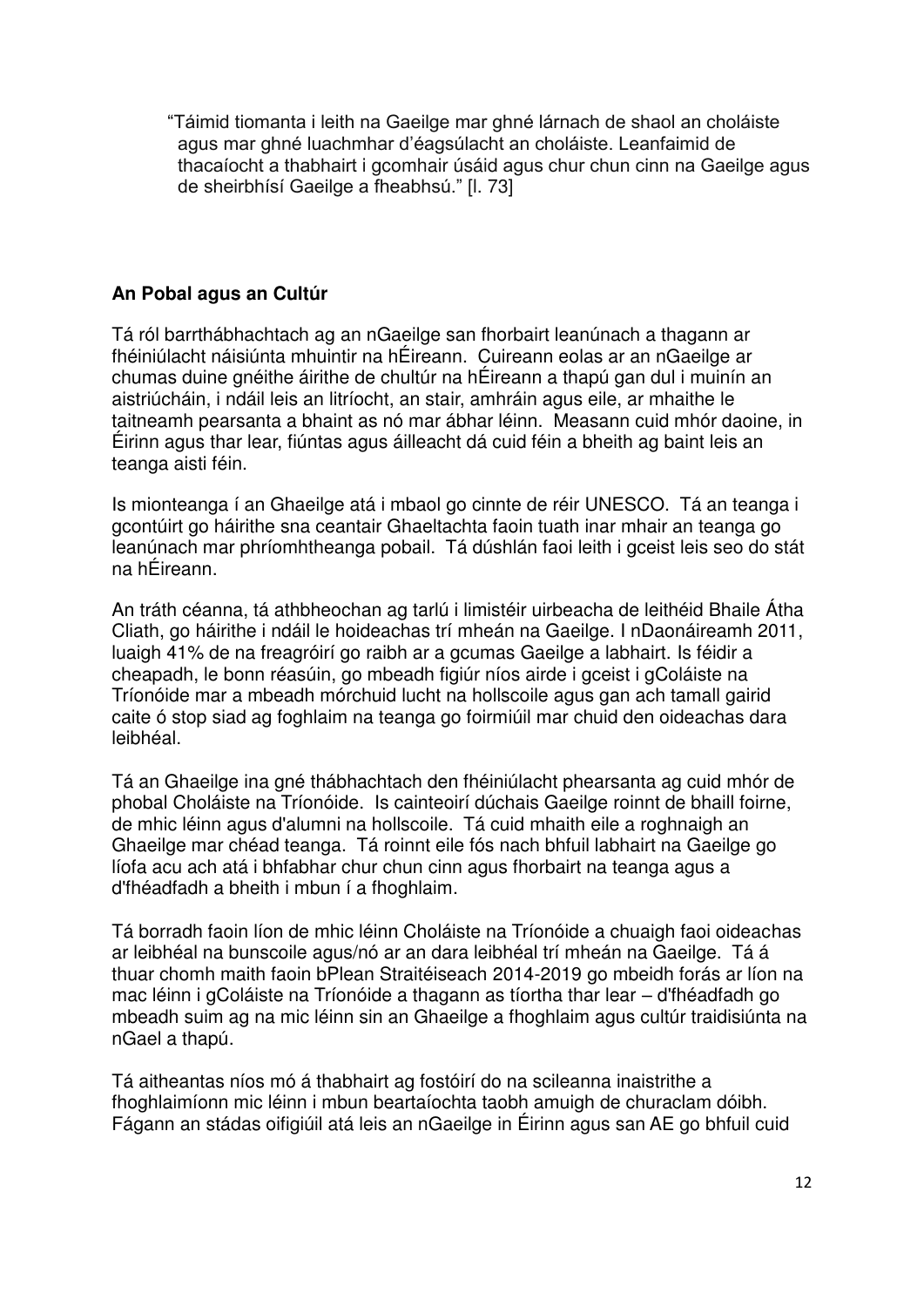> "Táimid tiomanta i leith na Gaeilge mar ghné lárnach de shaol an choláiste agus mar ghné luachmhar d'éagsúlacht an choláiste. Leanfaimid de thacaíocht a thabhairt i gcomhair úsáid agus chur chun cinn na Gaeilge agus de sheirbhísí Gaeilge a fheabhsú." [l. 73]

**An Pobal agus an Cultúr**

Tá ról barrthábhachtach ag an nGaeilge san fhorbairt leanúnach a thagann ar fhéiniúlacht náisiúnta mhuintir na hÉireann. Cuireann eolas ar an nGaeilge ar chumas duine gnéithe áirithe de chultúr na hÉireann a thapú gan dul i muinín an aistriúcháin, i ndáil leis an litríocht, an stair, amhráin agus eile, ar mhaithe le taitneamh pearsanta a bhaint as nó mar ábhar léinn. Measann cuid mhór daoine, in Éirinn agus thar lear, fiúntas agus áilleacht dá cuid féin a bheith ag baint leis an teanga aisti féin.

Is mionteanga í an Ghaeilge atá i mbaol go cinnte de réir UNESCO. Tá an teanga i gcontúirt go háirithe sna ceantair Ghaeltachta faoin tuath inar mhair an teanga go leanúnach mar phríomhtheanga pobail. Tá dúshlán faoi leith i gceist leis seo do stát na hÉireann.

An tráth céanna, tá athbheochan ag tarlú i limistéir uirbeacha de leithéid Bhaile Átha Cliath, go háirithe i ndáil le hoideachas trí mheán na Gaeilge. I nDaonáireamh 2011, luaigh 41% de na freagróirí go raibh ar a gcumas Gaeilge a labhairt. Is féidir a cheapadh, le bonn réasúin, go mbeadh figiúr níos airde i gceist i gColáiste na Tríonóide mar a mbeadh mórchuid lucht na hollscoile agus gan ach tamall gairid caite ó stop siad ag foghlaim na teanga go foirmiúil mar chuid den oideachas dara leibhéal.

Tá an Ghaeilge ina gné thábhachtach den fhéiniúlacht phearsanta ag cuid mhór de phobal Choláiste na Tríonóide. Is cainteoirí dúchais Gaeilge roinnt de bhaill foirne, de mhic léinn agus d'alumni na hollscoile. Tá cuid mhaith eile a roghnaigh an Ghaeilge mar chéad teanga. Tá roinnt eile fós nach bhfuil labhairt na Gaeilge go líofa acu ach atá i bhfabhar chur chun cinn agus fhorbairt na teanga agus a d'fhéadfadh a bheith i mbun í a fhoghlaim.

Tá borradh faoin líon de mhic léinn Choláiste na Tríonóide a chuaigh faoi oideachas ar leibhéal na bunscoile agus/nó ar an dara leibhéal trí mheán na Gaeilge. Tá á thuar chomh maith faoin bPlean Straitéiseach 2014-2019 go mbeidh forás ar líon na mac léinn i gColáiste na Tríonóide a thagann as tíortha thar lear – d'fhéadfadh go mbeadh suim ag na mic léinn sin an Ghaeilge a fhoghlaim agus cultúr traidisiúnta na nGael a thapú.

Tá aitheantas níos mó á thabhairt ag fostóirí do na scileanna inaistrithe a fhoghlaimíonn mic léinn i mbun beartaíochta taobh amuigh de churaclam dóibh. Fágann an stádas oifigiúil atá leis an nGaeilge in Éirinn agus san AE go bhfuil cuid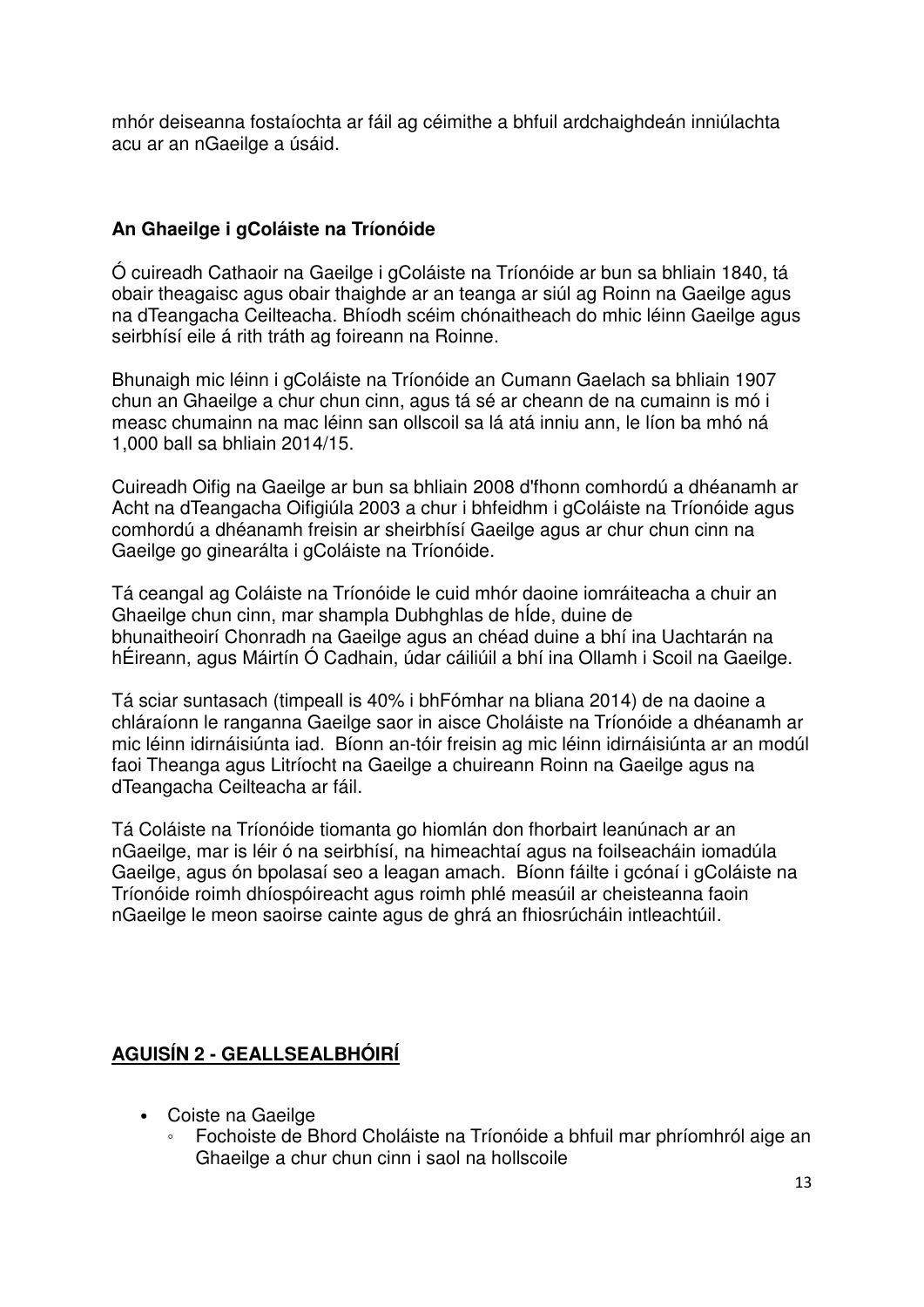mhór deiseanna fostaíochta ar fáil ag céimithe a bhfuil ardchaighdeán inniúlachta acu ar an nGaeilge a úsáid.

### An Ghaeilge i gColáiste na Tríonóide

Ó cuireadh Cathaoir na Gaeilge i gColáiste na Tríonóide ar bun sa bhliain 1840, tá obair theagaisc agus obair thaighde ar an teanga ar siúl ag Roinn na Gaeilge agus na dTeangacha Ceilteacha. Bhíodh scéim chónaitheach do mhic léinn Gaeilge agus seirbhísí eile á rith tráth ag foireann na Roinne.

Bhunaigh mic léinn i gColáiste na Tríonóide an Cumann Gaelach sa bhliain 1907 chun an Ghaeilge a chur chun cinn, agus tá sé ar cheann de na cumainn is mó i measc chumainn na mac léinn san ollscoil sa lá atá inniu ann, le líon ba mhó ná 1,000 ball sa bhliain 2014/15.

Cuireadh Oifig na Gaeilge ar bun sa bhliain 2008 d'fhonn comhordú a dhéanamh ar Acht na dTeangacha Oifigiúla 2003 a chur i bhfeidhm i gColáiste na Tríonóide agus comhordú a dhéanamh freisin ar sheirbhísí Gaeilge agus ar chur chun cinn na Gaeilge go ginearálta i gColáiste na Tríonóide.

Tá ceangal ag Coláiste na Tríonóide le cuid mhór daoine iomráiteacha a chuir an Ghaeilge chun cinn, mar shampla Dubhghlas de hÍde, duine de bhunaitheoirí Chonradh na Gaeilge agus an chéad duine a bhí ina Uachtarán na hÉireann, agus Máirtín Ó Cadhain, údar cáiliúil a bhí ina Ollamh i Scoil na Gaeilge.

Tá sciar suntasach (timpeall is 40% i bhFómhar na bliana 2014) de na daoine a chláraíonn le ranganna Gaeilge saor in aisce Choláiste na Tríonóide a dhéanamh ar mic léinn idirnáisiúnta iad. Bíonn an-tóir freisin ag mic léinn idirnáisiúnta ar an modúl faoi Theanga agus Litríocht na Gaeilge a chuireann Roinn na Gaeilge agus na dTeangacha Ceilteacha ar fáil.

Tá Coláiste na Tríonóide tiomanta go hiomlán don fhorbairt leanúnach ar an nGaeilge, mar is léir ó na seirbhísí, na himeachtaí agus na foilseacháin iomadúla Gaeilge, agus ón bpolasaí seo a leagan amach. Bíonn fáilte i gcónaí i gColáiste na Tríonóide roimh dhíospóireacht agus roimh phlé measúil ar cheisteanna faoin nGaeilge le meon saoirse cainte agus de ghrá an fhiosrúcháin intleachtúil.

## AGUISÍN 2 - GEALLSEALBHÓIRÍ

- Coiste na Gaeilge
  - Fochoiste de Bhord Choláiste na Tríonóide a bhfuil mar phríomhról aige an Ghaeilge a chur chun cinn i saol na hollscoile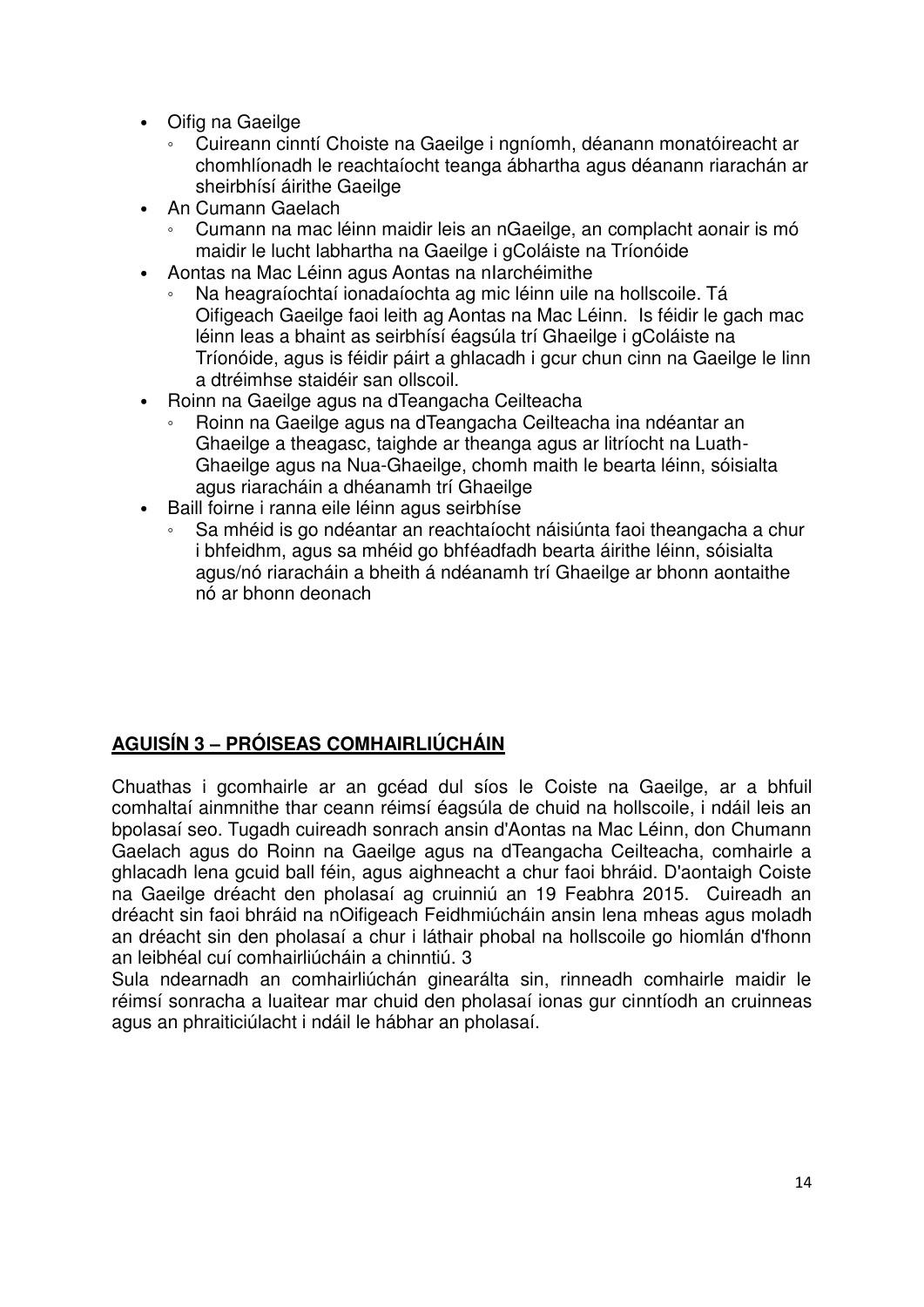- Oifig na Gaeilge
  - Cuireann cinntí Choiste na Gaeilge i ngníomh, déanann monatóireacht ar chomhlíonadh le reachtaíocht teanga ábhartha agus déanann riarachán ar sheirbhísí áirithe Gaeilge
- An Cumann Gaelach
  - Cumann na mac léinn maidir leis an nGaeilge, an complacht aonair is mó maidir le lucht labhartha na Gaeilge i gColáiste na Tríonóide
- Aontas na Mac Léinn agus Aontas na nIarchéimithe
  - Na heagraíochtaí ionadaíochta ag mic léinn uile na hollscoile. Tá Oifigeach Gaeilge faoi leith ag Aontas na Mac Léinn. Is féidir le gach mac léinn leas a bhaint as seirbhísí éagsúla trí Ghaeilge i gColáiste na Tríonóide, agus is féidir páirt a ghlacadh i gcur chun cinn na Gaeilge le linn a dtréimhse staidéir san ollscoil.
- Roinn na Gaeilge agus na dTeangacha Ceilteacha
  - Roinn na Gaeilge agus na dTeangacha Ceilteacha ina ndéantar an Ghaeilge a theagasc, taighde ar theanga agus ar litríocht na Luath-Ghaeilge agus na Nua-Ghaeilge, chomh maith le bearta léinn, sóisialta agus riaracháin a dhéanamh trí Ghaeilge
- Baill foirne i ranna eile léinn agus seirbhíse
  - Sa mhéid is go ndéantar an reachtaíocht náisiúnta faoi theangacha a chur i bhfeidhm, agus sa mhéid go bhféadfadh bearta áirithe léinn, sóisialta agus/nó riaracháin a bheith á ndéanamh trí Ghaeilge ar bhonn aontaithe nó ar bhonn deonach

## AGUISÍN 3 – PRÓISEAS COMHAIRLIÚCHÁIN

Chuathas i gcomhairle ar an gcéad dul síos le Coiste na Gaeilge, ar a bhfuil comhaltaí ainmnithe thar ceann réimsí éagsúla de chuid na hollscoile, i ndáil leis an bpolasaí seo. Tugadh cuireadh sonrach ansin d'Aontas na Mac Léinn, don Chumann Gaelach agus do Roinn na Gaeilge agus na dTeangacha Ceilteacha, comhairle a ghlacadh lena gcuid ball féin, agus aighneacht a chur faoi bhráid. D'aontaigh Coiste na Gaeilge dréacht den pholasaí ag cruinniú an 19 Feabhra 2015. Cuireadh an dréacht sin faoi bhráid na nOifigeach Feidhmiúcháin ansin lena mheas agus moladh an dréacht sin den pholasaí a chur i láthair phobal na hollscoile go hiomlán d'fhonn an leibhéal cuí comhairliúcháin a chinntiú. 3

Sula ndearnadh an comhairliúchán ginearálta sin, rinneadh comhairle maidir le réimsí sonracha a luaitear mar chuid den pholasaí ionas gur cinntíodh an cruinneas agus an phraiticiúlacht i ndáil le hábhar an pholasaí.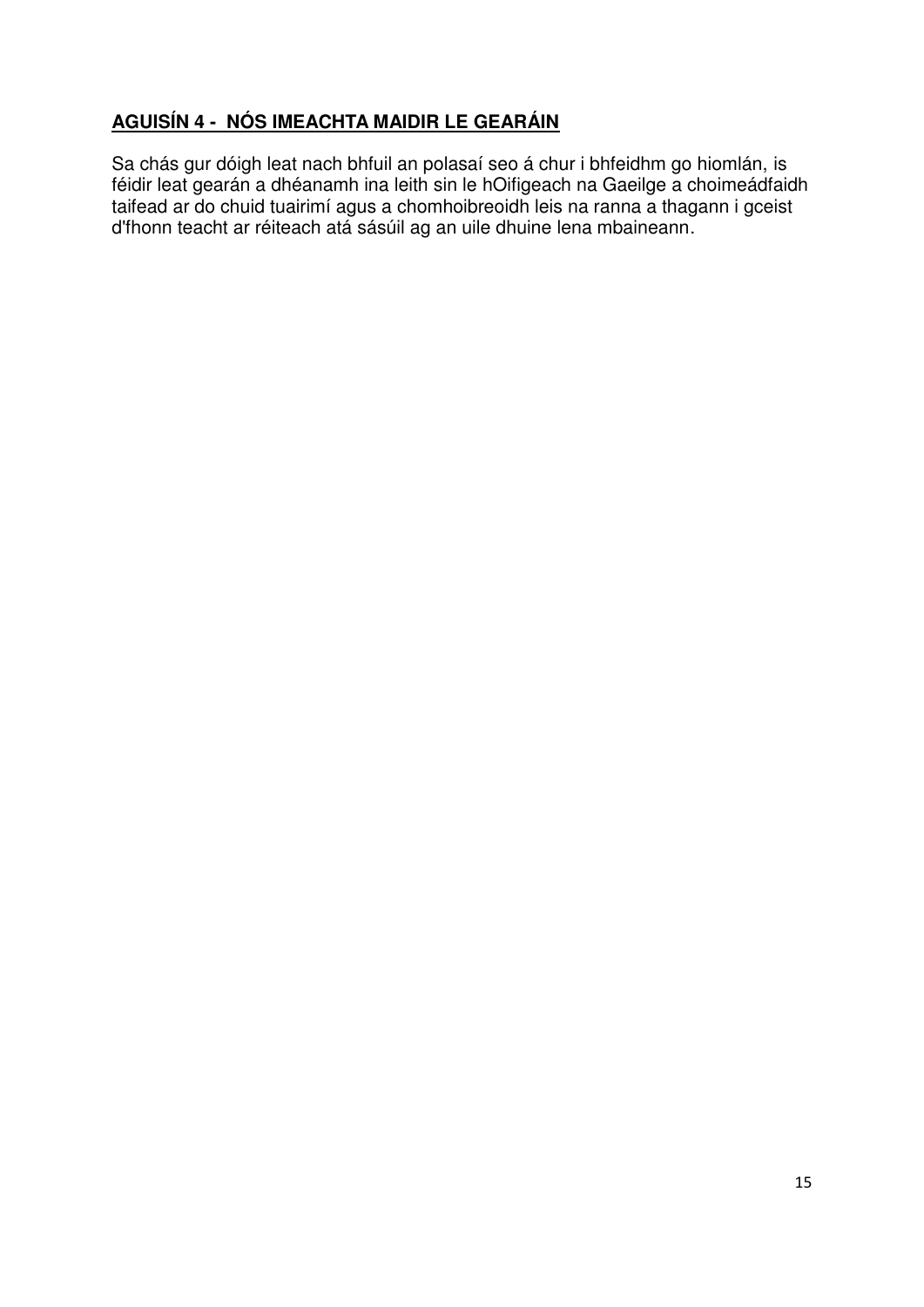## **AGUISÍN 4 - NÓS IMEACHTA MAIDIR LE GEARÁIN**

Sa chás gur dóigh leat nach bhfuil an polasaí seo á chur i bhfeidhm go hiomlán, is féidir leat gearán a dhéanamh ina leith sin le hOifigeach na Gaeilge a choimeádfaidh taifead ar do chuid tuairimí agus a chomhoibreoidh leis na ranna a thagann i gceist d'fhonn teacht ar réiteach atá sásúil ag an uile dhuine lena mbaineann.